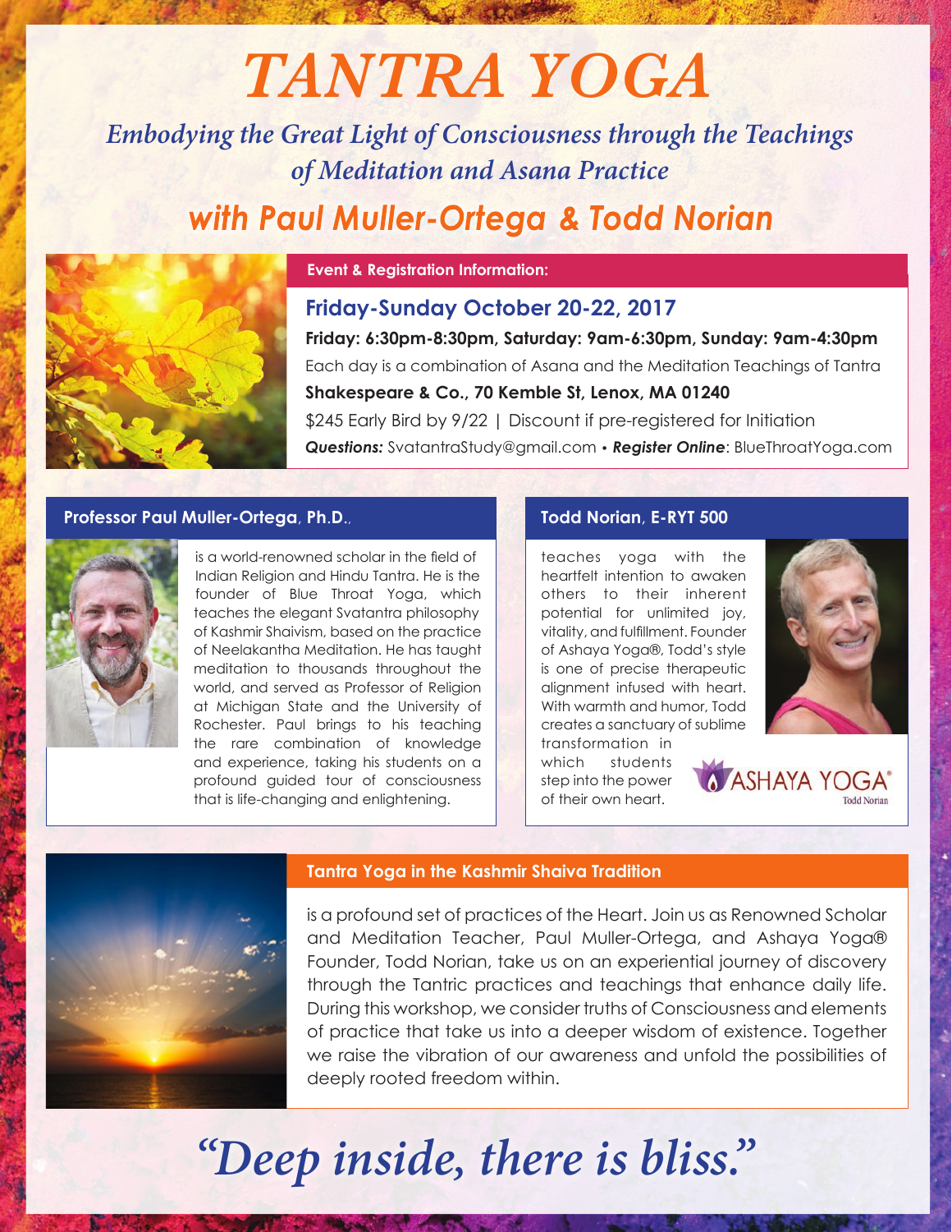# TANTRA YOGA

## *Embodying the Great Light of Consciousness through the Teachings of Meditation and Asana Practice*

## *with Paul Muller-Ortega & Todd Norian*

### Event & Registration Information:

**Friday-Sunday October 20-22, 2017**

**Friday: 6:30pm-8:30pm, Saturday: 9am-6:30pm, Sunday: 9am-4:30pm**

Each day is a combination of Asana and the Meditation Teachings of Tantra

**Shakespeare & Co., 70 Kemble St, Lenox, MA 01240**

$245 Early Bird by 9/22 | Discount if pre-registered for Initiation

***Questions:*** SvatantraStudy@gmail.com • ***Register Online***: BlueThroatYoga.com

### Professor Paul Muller-Ortega, Ph.D.,

is a world-renowned scholar in the field of Indian Religion and Hindu Tantra. He is the founder of Blue Throat Yoga, which teaches the elegant Svatantra philosophy of Kashmir Shaivism, based on the practice of Neelakantha Meditation. He has taught meditation to thousands throughout the world, and served as Professor of Religion at Michigan State and the University of Rochester. Paul brings to his teaching the rare combination of knowledge and experience, taking his students on a profound guided tour of consciousness that is life-changing and enlightening.

### Todd Norian, E-RYT 500

teaches yoga with the heartfelt intention to awaken others to their inherent potential for unlimited joy, vitality, and fulfillment. Founder of Ashaya Yoga®, Todd's style is one of precise therapeutic alignment infused with heart. With warmth and humor, Todd creates a sanctuary of sublime transformation in which students step into the power of their own heart.

ASHAYA YOGA®
Todd Norian

### Tantra Yoga in the Kashmir Shaiva Tradition

is a profound set of practices of the Heart. Join us as Renowned Scholar and Meditation Teacher, Paul Muller-Ortega, and Ashaya Yoga® Founder, Todd Norian, take us on an experiential journey of discovery through the Tantric practices and teachings that enhance daily life. During this workshop, we consider truths of Consciousness and elements of practice that take us into a deeper wisdom of existence. Together we raise the vibration of our awareness and unfold the possibilities of deeply rooted freedom within.

## *"Deep inside, there is bliss."*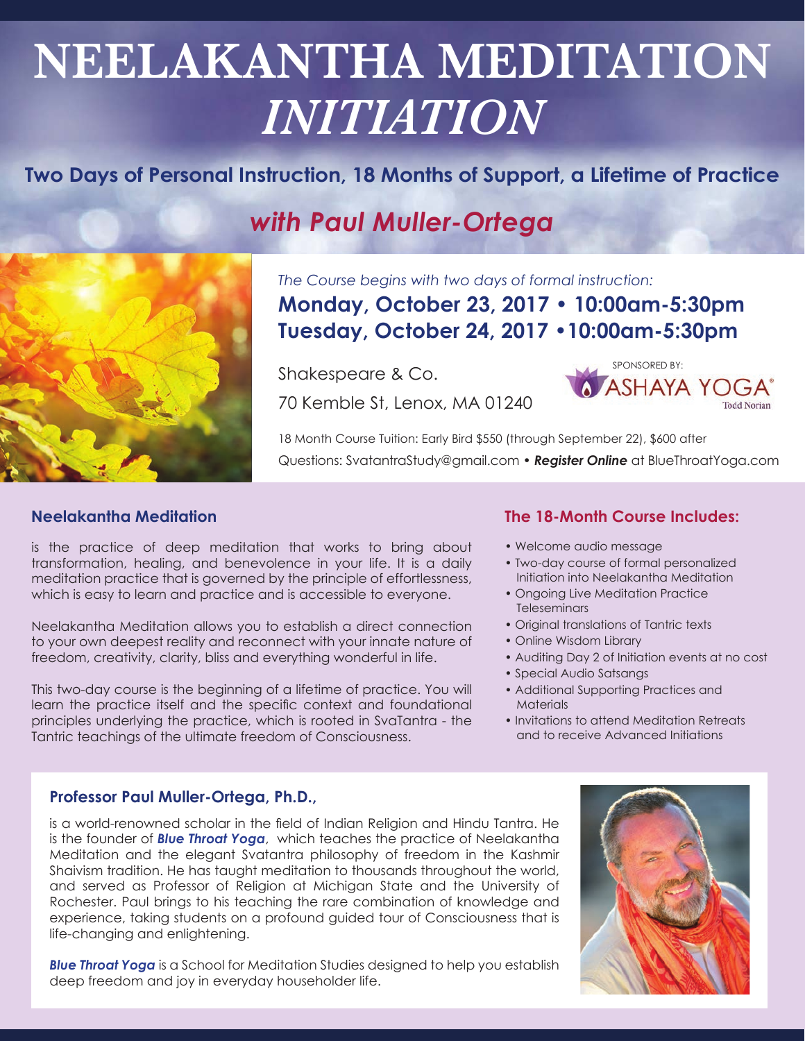# NEELAKANTHA MEDITATION *INITIATION*

## Two Days of Personal Instruction, 18 Months of Support, a Lifetime of Practice

## *with Paul Muller-Ortega*

*The Course begins with two days of formal instruction:*

**Monday, October 23, 2017 • 10:00am-5:30pm**
**Tuesday, October 24, 2017 •10:00am-5:30pm**

Shakespeare & Co.
70 Kemble St, Lenox, MA 01240

SPONSORED BY: ASHAYA YOGA® Todd Norian

18 Month Course Tuition: Early Bird $550 (through September 22), $600 after
Questions: SvatantraStudy@gmail.com • ***Register Online*** at BlueThroatYoga.com

### Neelakantha Meditation

is the practice of deep meditation that works to bring about transformation, healing, and benevolence in your life. It is a daily meditation practice that is governed by the principle of effortlessness, which is easy to learn and practice and is accessible to everyone.

Neelakantha Meditation allows you to establish a direct connection to your own deepest reality and reconnect with your innate nature of freedom, creativity, clarity, bliss and everything wonderful in life.

This two-day course is the beginning of a lifetime of practice. You will learn the practice itself and the specific context and foundational principles underlying the practice, which is rooted in SvaTantra - the Tantric teachings of the ultimate freedom of Consciousness.

### The 18-Month Course Includes:

- Welcome audio message
- Two-day course of formal personalized Initiation into Neelakantha Meditation
- Ongoing Live Meditation Practice Teleseminars
- Original translations of Tantric texts
- Online Wisdom Library
- Auditing Day 2 of Initiation events at no cost
- Special Audio Satsangs
- Additional Supporting Practices and Materials
- Invitations to attend Meditation Retreats and to receive Advanced Initiations

### Professor Paul Muller-Ortega, Ph.D.,

is a world-renowned scholar in the field of Indian Religion and Hindu Tantra. He is the founder of ***Blue Throat Yoga***, which teaches the practice of Neelakantha Meditation and the elegant Svatantra philosophy of freedom in the Kashmir Shaivism tradition. He has taught meditation to thousands throughout the world, and served as Professor of Religion at Michigan State and the University of Rochester. Paul brings to his teaching the rare combination of knowledge and experience, taking students on a profound guided tour of Consciousness that is life-changing and enlightening.

***Blue Throat Yoga*** is a School for Meditation Studies designed to help you establish deep freedom and joy in everyday householder life.